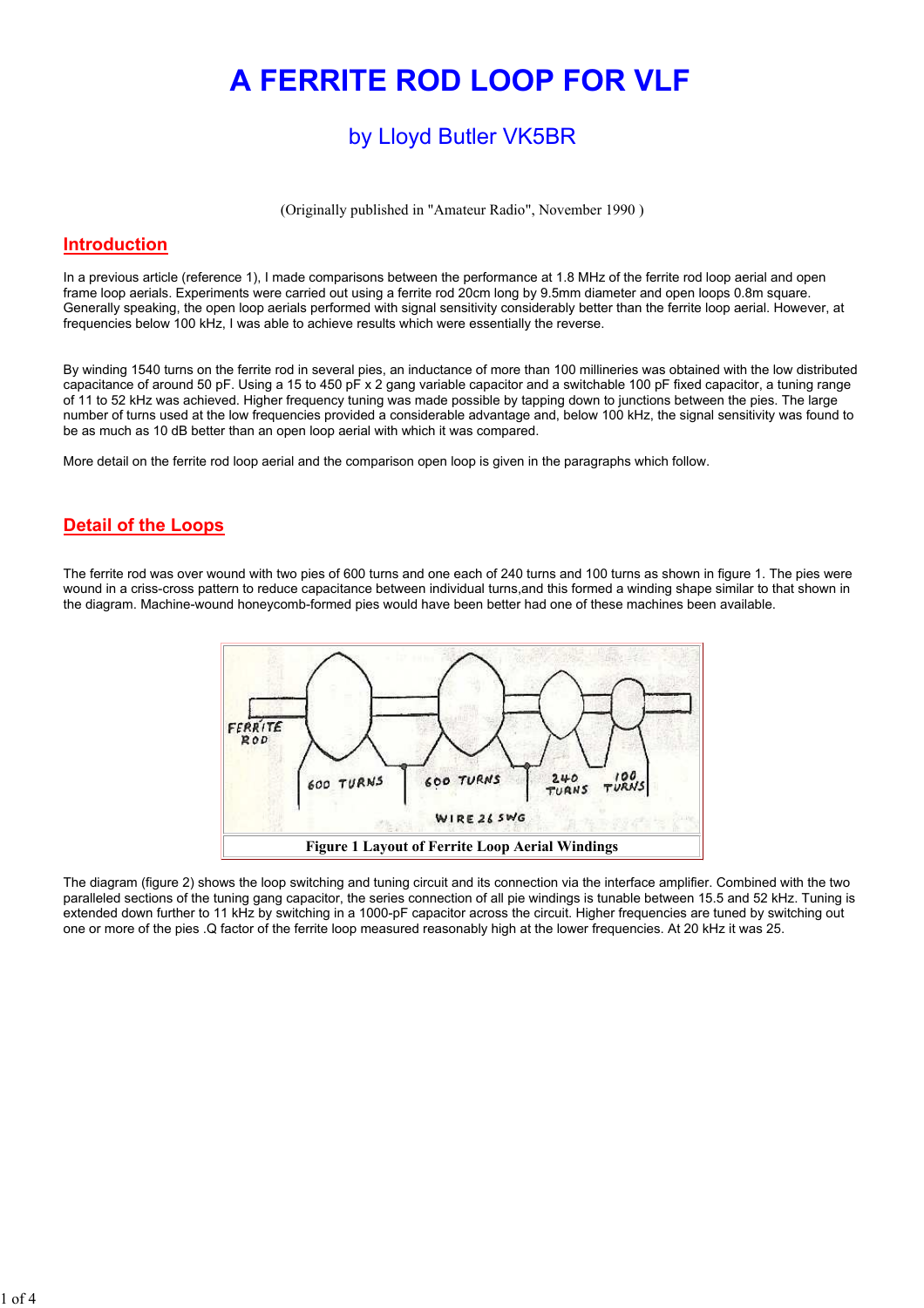# A FERRITE ROD LOOP FOR VLF

## by Lloyd Butler VK5BR

(Originally published in "Amateur Radio", November 1990 )

## Introduction

In a previous article (reference 1), I made comparisons between the performance at 1.8 MHz of the ferrite rod loop aerial and open frame loop aerials. Experiments were carried out using a ferrite rod 20cm long by 9.5mm diameter and open loops 0.8m square. Generally speaking, the open loop aerials performed with signal sensitivity considerably better than the ferrite loop aerial. However, at frequencies below 100 kHz, I was able to achieve results which were essentially the reverse.

By winding 1540 turns on the ferrite rod in several pies, an inductance of more than 100 millineries was obtained with the low distributed capacitance of around 50 pF. Using a 15 to 450 pF x 2 gang variable capacitor and a switchable 100 pF fixed capacitor, a tuning range of 11 to 52 kHz was achieved. Higher frequency tuning was made possible by tapping down to junctions between the pies. The large number of turns used at the low frequencies provided a considerable advantage and, below 100 kHz, the signal sensitivity was found to be as much as 10 dB better than an open loop aerial with which it was compared.

More detail on the ferrite rod loop aerial and the comparison open loop is given in the paragraphs which follow.

## Detail of the Loops

The ferrite rod was over wound with two pies of 600 turns and one each of 240 turns and 100 turns as shown in figure 1. The pies were wound in a criss-cross pattern to reduce capacitance between individual turns,and this formed a winding shape similar to that shown in the diagram. Machine-wound honeycomb-formed pies would have been better had one of these machines been available.

FERRITE ROD — 600 TURNS — 600 TURNS — 240 TURNS — 100 TURNS — WIRE 26 SWG

**Figure 1 Layout of Ferrite Loop Aerial Windings**

The diagram (figure 2) shows the loop switching and tuning circuit and its connection via the interface amplifier. Combined with the two paralleled sections of the tuning gang capacitor, the series connection of all pie windings is tunable between 15.5 and 52 kHz. Tuning is extended down further to 11 kHz by switching in a 1000-pF capacitor across the circuit. Higher frequencies are tuned by switching out one or more of the pies .Q factor of the ferrite loop measured reasonably high at the lower frequencies. At 20 kHz it was 25.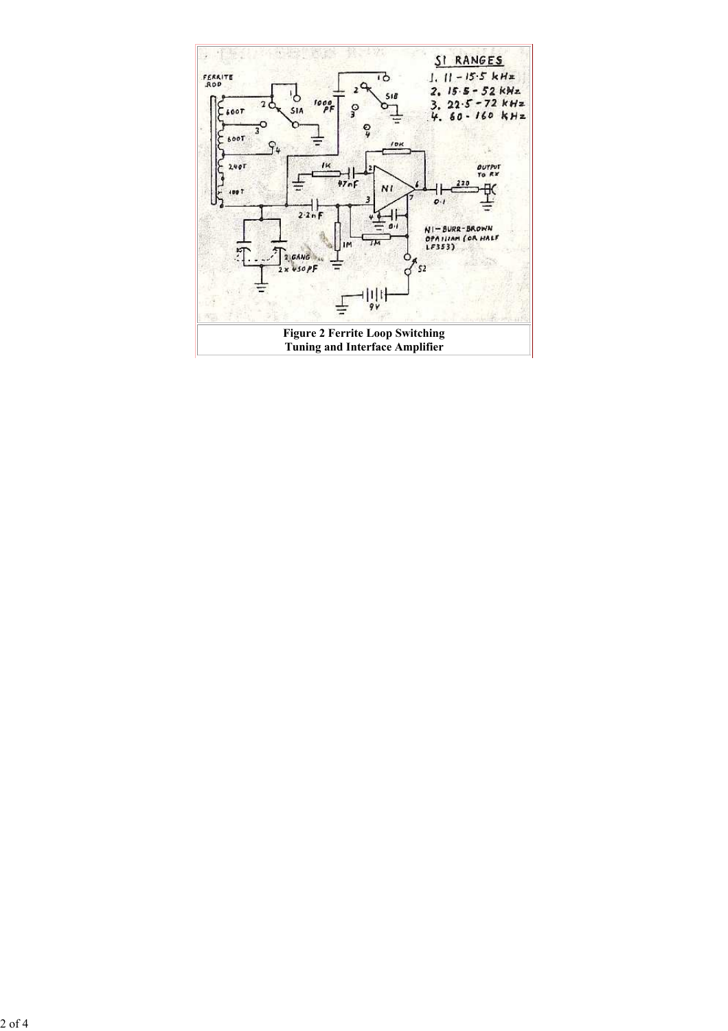**Figure 2 Ferrite Loop Switching Tuning and Interface Amplifier**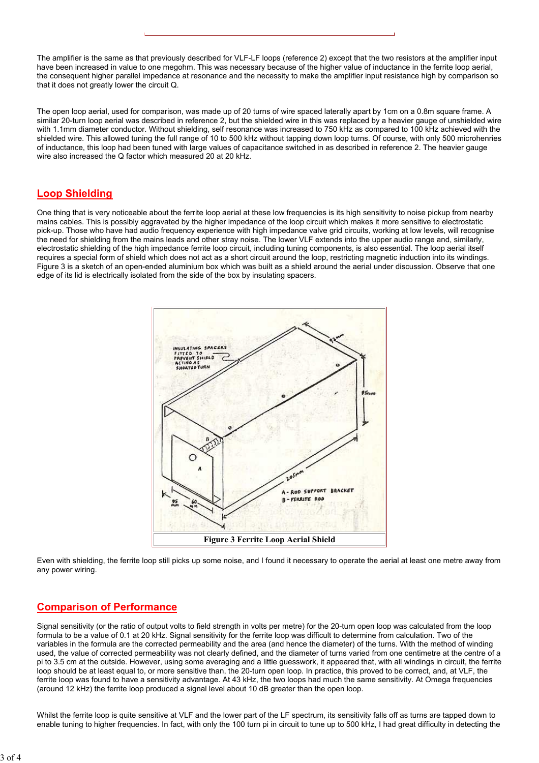The amplifier is the same as that previously described for VLF-LF loops (reference 2) except that the two resistors at the amplifier input have been increased in value to one megohm. This was necessary because of the higher value of inductance in the ferrite loop aerial, the consequent higher parallel impedance at resonance and the necessity to make the amplifier input resistance high by comparison so that it does not greatly lower the circuit Q.

The open loop aerial, used for comparison, was made up of 20 turns of wire spaced laterally apart by 1cm on a 0.8m square frame. A similar 20-turn loop aerial was described in reference 2, but the shielded wire in this was replaced by a heavier gauge of unshielded wire with 1.1mm diameter conductor. Without shielding, self resonance was increased to 750 kHz as compared to 100 kHz achieved with the shielded wire. This allowed tuning the full range of 10 to 500 kHz without tapping down loop turns. Of course, with only 500 microhenries of inductance, this loop had been tuned with large values of capacitance switched in as described in reference 2. The heavier gauge wire also increased the Q factor which measured 20 at 20 kHz.

## Loop Shielding

One thing that is very noticeable about the ferrite loop aerial at these low frequencies is its high sensitivity to noise pickup from nearby mains cables. This is possibly aggravated by the higher impedance of the loop circuit which makes it more sensitive to electrostatic pick-up. Those who have had audio frequency experience with high impedance valve grid circuits, working at low levels, will recognise the need for shielding from the mains leads and other stray noise. The lower VLF extends into the upper audio range and, similarly, electrostatic shielding of the high impedance ferrite loop circuit, including tuning components, is also essential. The loop aerial itself requires a special form of shield which does not act as a short circuit around the loop, restricting magnetic induction into its windings. Figure 3 is a sketch of an open-ended aluminium box which was built as a shield around the aerial under discussion. Observe that one edge of its lid is electrically isolated from the side of the box by insulating spacers.

**Figure 3 Ferrite Loop Aerial Shield**

Even with shielding, the ferrite loop still picks up some noise, and I found it necessary to operate the aerial at least one metre away from any power wiring.

## Comparison of Performance

Signal sensitivity (or the ratio of output volts to field strength in volts per metre) for the 20-turn open loop was calculated from the loop formula to be a value of 0.1 at 20 kHz. Signal sensitivity for the ferrite loop was difficult to determine from calculation. Two of the variables in the formula are the corrected permeability and the area (and hence the diameter) of the turns. With the method of winding used, the value of corrected permeability was not clearly defined, and the diameter of turns varied from one centimetre at the centre of a pi to 3.5 cm at the outside. However, using some averaging and a little guesswork, it appeared that, with all windings in circuit, the ferrite loop should be at least equal to, or more sensitive than, the 20-turn open loop. In practice, this proved to be correct, and, at VLF, the ferrite loop was found to have a sensitivity advantage. At 43 kHz, the two loops had much the same sensitivity. At Omega frequencies (around 12 kHz) the ferrite loop produced a signal level about 10 dB greater than the open loop.

Whilst the ferrite loop is quite sensitive at VLF and the lower part of the LF spectrum, its sensitivity falls off as turns are tapped down to enable tuning to higher frequencies. In fact, with only the 100 turn pi in circuit to tune up to 500 kHz, I had great difficulty in detecting the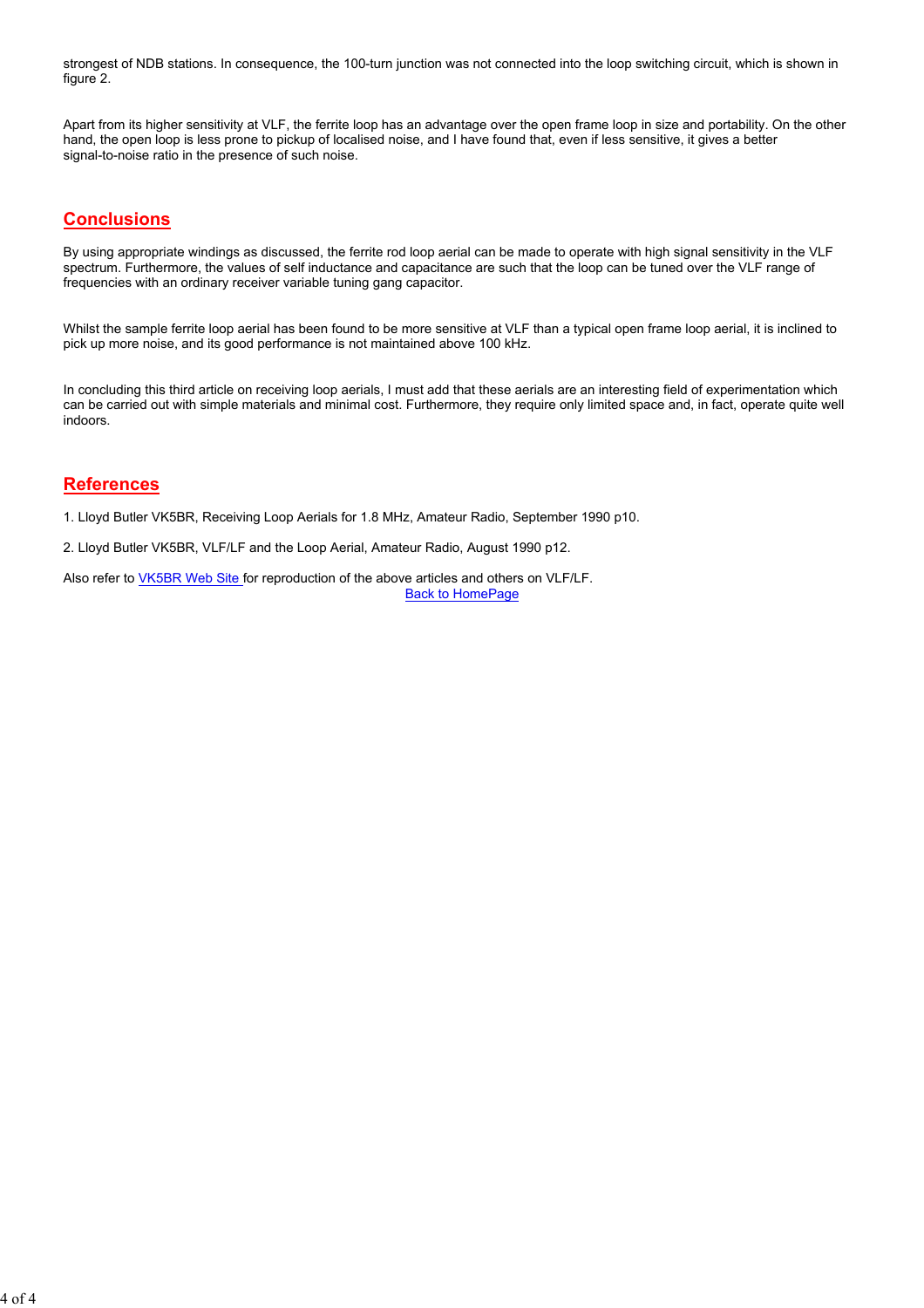strongest of NDB stations. In consequence, the 100-turn junction was not connected into the loop switching circuit, which is shown in figure 2.

Apart from its higher sensitivity at VLF, the ferrite loop has an advantage over the open frame loop in size and portability. On the other hand, the open loop is less prone to pickup of localised noise, and I have found that, even if less sensitive, it gives a better signal-to-noise ratio in the presence of such noise.

## Conclusions

By using appropriate windings as discussed, the ferrite rod loop aerial can be made to operate with high signal sensitivity in the VLF spectrum. Furthermore, the values of self inductance and capacitance are such that the loop can be tuned over the VLF range of frequencies with an ordinary receiver variable tuning gang capacitor.

Whilst the sample ferrite loop aerial has been found to be more sensitive at VLF than a typical open frame loop aerial, it is inclined to pick up more noise, and its good performance is not maintained above 100 kHz.

In concluding this third article on receiving loop aerials, I must add that these aerials are an interesting field of experimentation which can be carried out with simple materials and minimal cost. Furthermore, they require only limited space and, in fact, operate quite well indoors.

## References

1. Lloyd Butler VK5BR, Receiving Loop Aerials for 1.8 MHz, Amateur Radio, September 1990 p10.

2. Lloyd Butler VK5BR, VLF/LF and the Loop Aerial, Amateur Radio, August 1990 p12.

Also refer to VK5BR Web Site for reproduction of the above articles and others on VLF/LF.

Back to HomePage